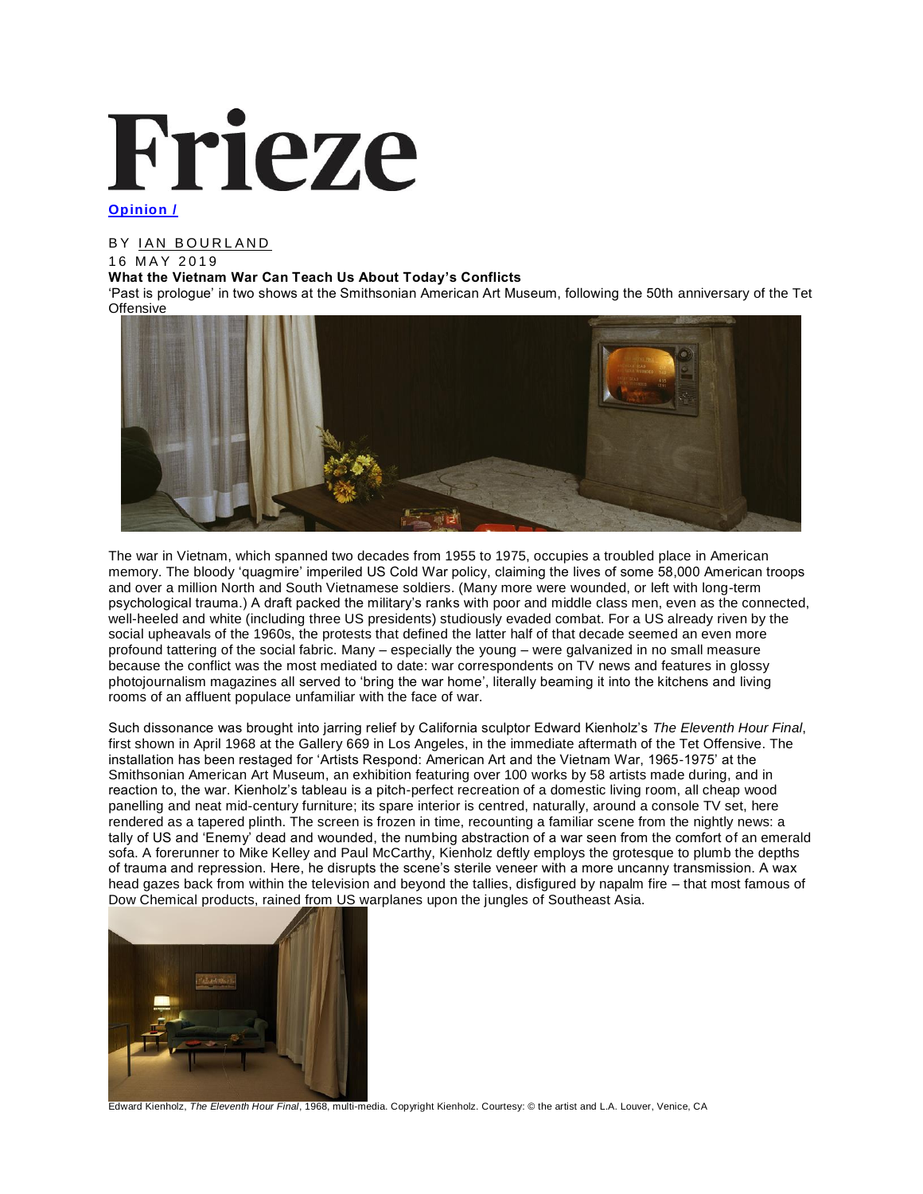# Frieze

**Opinion /**

BY IAN BOURLAND

16 MAY 2019

**What the Vietnam War Can Teach Us About Today's Conflicts**

'Past is prologue' in two shows at the Smithsonian American Art Museum, following the 50th anniversary of the Tet Offensive

The war in Vietnam, which spanned two decades from 1955 to 1975, occupies a troubled place in American memory. The bloody 'quagmire' imperiled US Cold War policy, claiming the lives of some 58,000 American troops and over a million North and South Vietnamese soldiers. (Many more were wounded, or left with long-term psychological trauma.) A draft packed the military's ranks with poor and middle class men, even as the connected, well-heeled and white (including three US presidents) studiously evaded combat. For a US already riven by the social upheavals of the 1960s, the protests that defined the latter half of that decade seemed an even more profound tattering of the social fabric. Many – especially the young – were galvanized in no small measure because the conflict was the most mediated to date: war correspondents on TV news and features in glossy photojournalism magazines all served to 'bring the war home', literally beaming it into the kitchens and living rooms of an affluent populace unfamiliar with the face of war.

Such dissonance was brought into jarring relief by California sculptor Edward Kienholz's *The Eleventh Hour Final*, first shown in April 1968 at the Gallery 669 in Los Angeles, in the immediate aftermath of the Tet Offensive. The installation has been restaged for 'Artists Respond: American Art and the Vietnam War, 1965-1975' at the Smithsonian American Art Museum, an exhibition featuring over 100 works by 58 artists made during, and in reaction to, the war. Kienholz's tableau is a pitch-perfect recreation of a domestic living room, all cheap wood panelling and neat mid-century furniture; its spare interior is centred, naturally, around a console TV set, here rendered as a tapered plinth. The screen is frozen in time, recounting a familiar scene from the nightly news: a tally of US and 'Enemy' dead and wounded, the numbing abstraction of a war seen from the comfort of an emerald sofa. A forerunner to Mike Kelley and Paul McCarthy, Kienholz deftly employs the grotesque to plumb the depths of trauma and repression. Here, he disrupts the scene's sterile veneer with a more uncanny transmission. A wax head gazes back from within the television and beyond the tallies, disfigured by napalm fire – that most famous of Dow Chemical products, rained from US warplanes upon the jungles of Southeast Asia.

Edward Kienholz, *The Eleventh Hour Final*, 1968, multi-media. Copyright Kienholz. Courtesy: © the artist and L.A. Louver, Venice, CA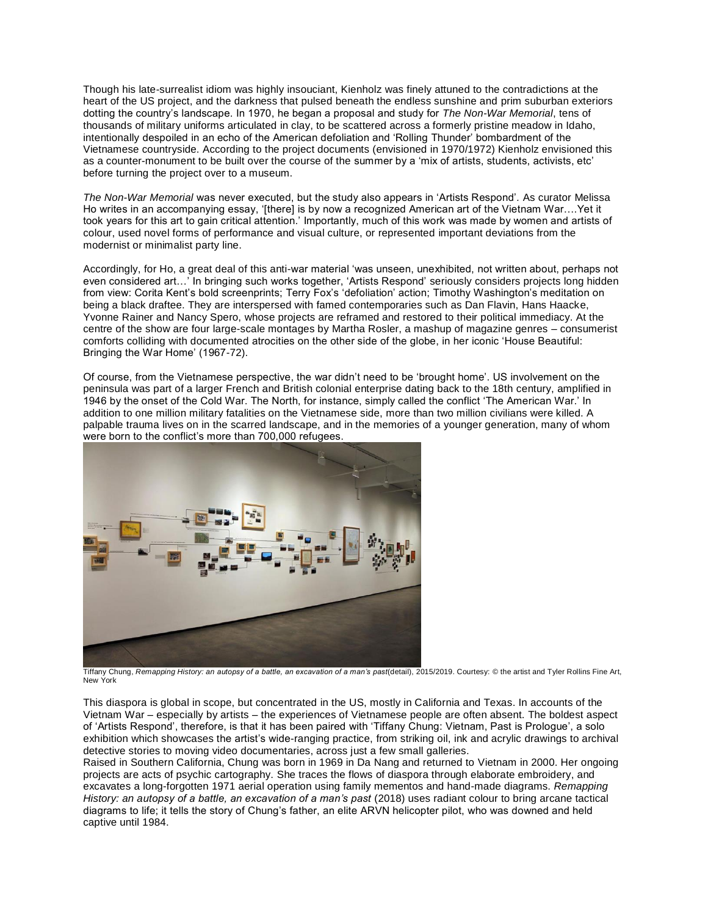Though his late-surrealist idiom was highly insouciant, Kienholz was finely attuned to the contradictions at the heart of the US project, and the darkness that pulsed beneath the endless sunshine and prim suburban exteriors dotting the country's landscape. In 1970, he began a proposal and study for *The Non-War Memorial*, tens of thousands of military uniforms articulated in clay, to be scattered across a formerly pristine meadow in Idaho, intentionally despoiled in an echo of the American defoliation and 'Rolling Thunder' bombardment of the Vietnamese countryside. According to the project documents (envisioned in 1970/1972) Kienholz envisioned this as a counter-monument to be built over the course of the summer by a 'mix of artists, students, activists, etc' before turning the project over to a museum.

*The Non-War Memorial* was never executed, but the study also appears in 'Artists Respond'. As curator Melissa Ho writes in an accompanying essay, '[there] is by now a recognized American art of the Vietnam War….Yet it took years for this art to gain critical attention.' Importantly, much of this work was made by women and artists of colour, used novel forms of performance and visual culture, or represented important deviations from the modernist or minimalist party line.

Accordingly, for Ho, a great deal of this anti-war material 'was unseen, unexhibited, not written about, perhaps not even considered art…' In bringing such works together, 'Artists Respond' seriously considers projects long hidden from view: Corita Kent's bold screenprints; Terry Fox's 'defoliation' action; Timothy Washington's meditation on being a black draftee. They are interspersed with famed contemporaries such as Dan Flavin, Hans Haacke, Yvonne Rainer and Nancy Spero, whose projects are reframed and restored to their political immediacy. At the centre of the show are four large-scale montages by Martha Rosler, a mashup of magazine genres – consumerist comforts colliding with documented atrocities on the other side of the globe, in her iconic 'House Beautiful: Bringing the War Home' (1967-72).

Of course, from the Vietnamese perspective, the war didn't need to be 'brought home'. US involvement on the peninsula was part of a larger French and British colonial enterprise dating back to the 18th century, amplified in 1946 by the onset of the Cold War. The North, for instance, simply called the conflict 'The American War.' In addition to one million military fatalities on the Vietnamese side, more than two million civilians were killed. A palpable trauma lives on in the scarred landscape, and in the memories of a younger generation, many of whom were born to the conflict's more than 700,000 refugees.

Tiffany Chung, *Remapping History: an autopsy of a battle, an excavation of a man's past*(detail), 2015/2019. Courtesy: © the artist and Tyler Rollins Fine Art, New York

This diaspora is global in scope, but concentrated in the US, mostly in California and Texas. In accounts of the Vietnam War – especially by artists – the experiences of Vietnamese people are often absent. The boldest aspect of 'Artists Respond', therefore, is that it has been paired with 'Tiffany Chung: Vietnam, Past is Prologue', a solo exhibition which showcases the artist's wide-ranging practice, from striking oil, ink and acrylic drawings to archival detective stories to moving video documentaries, across just a few small galleries.

Raised in Southern California, Chung was born in 1969 in Da Nang and returned to Vietnam in 2000. Her ongoing projects are acts of psychic cartography. She traces the flows of diaspora through elaborate embroidery, and excavates a long-forgotten 1971 aerial operation using family mementos and hand-made diagrams. *Remapping History: an autopsy of a battle, an excavation of a man's past* (2018) uses radiant colour to bring arcane tactical diagrams to life; it tells the story of Chung's father, an elite ARVN helicopter pilot, who was downed and held captive until 1984.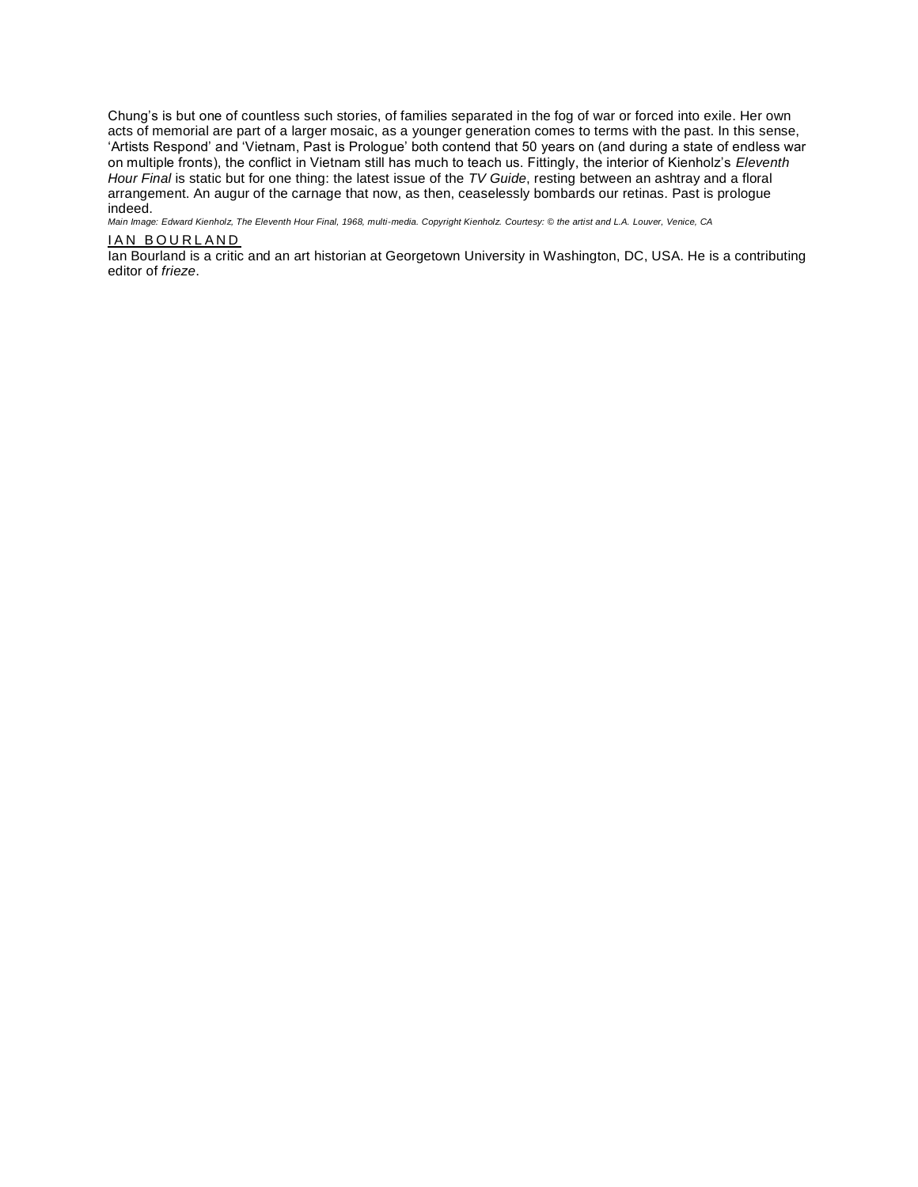Chung's is but one of countless such stories, of families separated in the fog of war or forced into exile. Her own acts of memorial are part of a larger mosaic, as a younger generation comes to terms with the past. In this sense, 'Artists Respond' and 'Vietnam, Past is Prologue' both contend that 50 years on (and during a state of endless war on multiple fronts), the conflict in Vietnam still has much to teach us. Fittingly, the interior of Kienholz's *Eleventh Hour Final* is static but for one thing: the latest issue of the *TV Guide*, resting between an ashtray and a floral arrangement. An augur of the carnage that now, as then, ceaselessly bombards our retinas. Past is prologue indeed.

*Main Image: Edward Kienholz, The Eleventh Hour Final, 1968, multi-media. Copyright Kienholz. Courtesy: © the artist and L.A. Louver, Venice, CA*

IAN BOURLAND

Ian Bourland is a critic and an art historian at Georgetown University in Washington, DC, USA. He is a contributing editor of *frieze*.